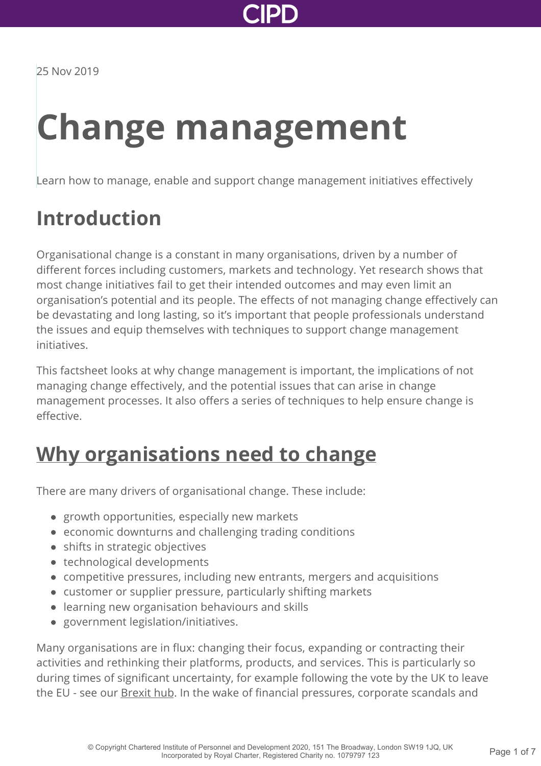25 Nov 2019

# Change management

Learn how to manage, enable and support change management initiatives effectively

## Introduction

Organisational change is a constant in many organisations, driven by a number of different forces including customers, markets and technology. Yet research shows that most change initiatives fail to get their intended outcomes and may even limit an organisation's potential and its people. The effects of not managing change effectively can be devastating and long lasting, so it's important that people professionals understand the issues and equip themselves with techniques to support change management initiatives.

This factsheet looks at why change management is important, the implications of not managing change effectively, and the potential issues that can arise in change management processes. It also offers a series of techniques to help ensure change is effective.

## Why organisations need to change

There are many drivers of organisational change. These include:

- growth opportunities, especially new markets
- economic downturns and challenging trading conditions
- shifts in strategic objectives
- technological developments
- competitive pressures, including new entrants, mergers and acquisitions
- customer or supplier pressure, particularly shifting markets
- learning new organisation behaviours and skills
- government legislation/initiatives.

Many organisations are in flux: changing their focus, expanding or contracting their activities and rethinking their platforms, products, and services. This is particularly so during times of significant uncertainty, for example following the vote by the UK to leave the EU - see our Brexit hub. In the wake of financial pressures, corporate scandals and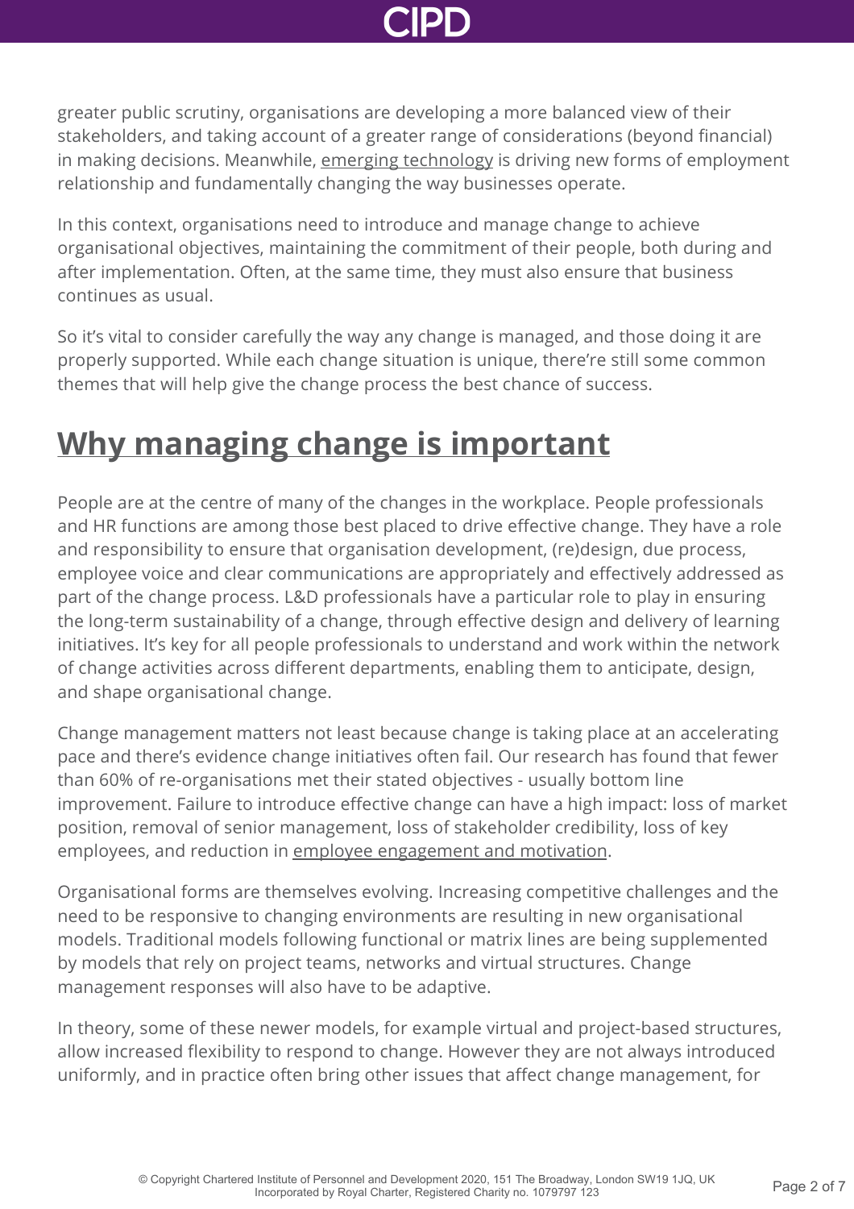greater public scrutiny, organisations are developing a more balanced view of their stakeholders, and taking account of a greater range of considerations (beyond financial) in making decisions. Meanwhile, emerging technology is driving new forms of employment relationship and fundamentally changing the way businesses operate.

In this context, organisations need to introduce and manage change to achieve organisational objectives, maintaining the commitment of their people, both during and after implementation. Often, at the same time, they must also ensure that business continues as usual.

So it's vital to consider carefully the way any change is managed, and those doing it are properly supported. While each change situation is unique, there're still some common themes that will help give the change process the best chance of success.

## Why managing change is important

People are at the centre of many of the changes in the workplace. People professionals and HR functions are among those best placed to drive effective change. They have a role and responsibility to ensure that organisation development, (re)design, due process, employee voice and clear communications are appropriately and effectively addressed as part of the change process. L&D professionals have a particular role to play in ensuring the long-term sustainability of a change, through effective design and delivery of learning initiatives. It's key for all people professionals to understand and work within the network of change activities across different departments, enabling them to anticipate, design, and shape organisational change.

Change management matters not least because change is taking place at an accelerating pace and there's evidence change initiatives often fail. Our research has found that fewer than 60% of re-organisations met their stated objectives - usually bottom line improvement. Failure to introduce effective change can have a high impact: loss of market position, removal of senior management, loss of stakeholder credibility, loss of key employees, and reduction in employee engagement and motivation.

Organisational forms are themselves evolving. Increasing competitive challenges and the need to be responsive to changing environments are resulting in new organisational models. Traditional models following functional or matrix lines are being supplemented by models that rely on project teams, networks and virtual structures. Change management responses will also have to be adaptive.

In theory, some of these newer models, for example virtual and project-based structures, allow increased flexibility to respond to change. However they are not always introduced uniformly, and in practice often bring other issues that affect change management, for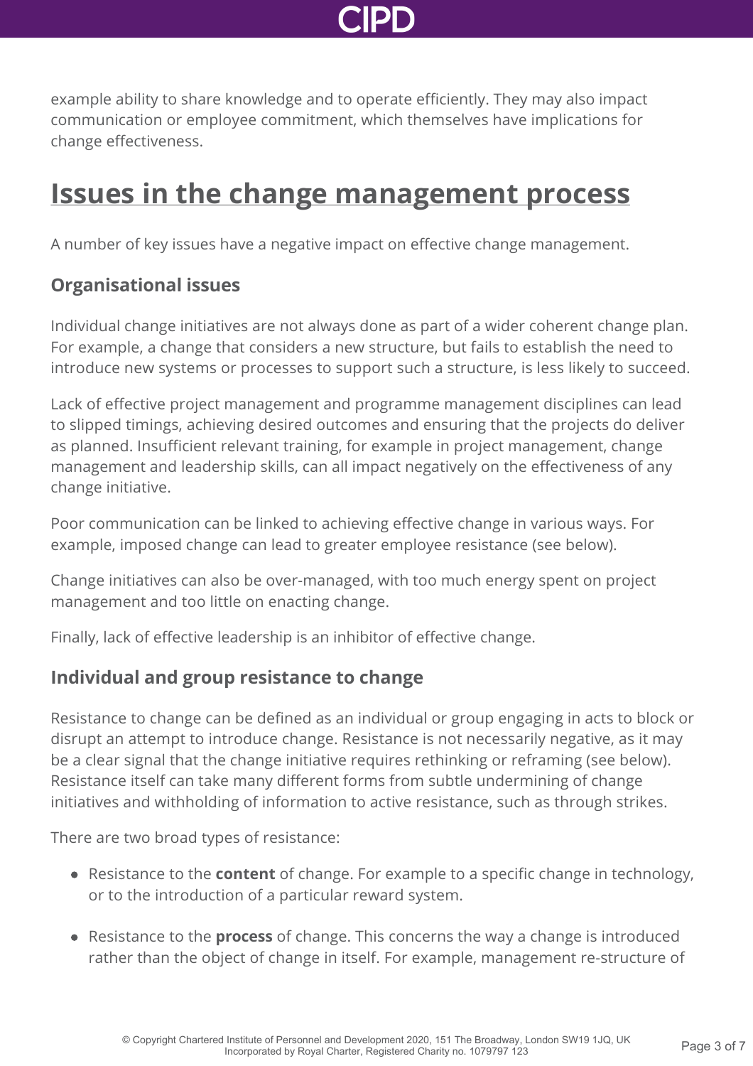example ability to share knowledge and to operate efficiently. They may also impact communication or employee commitment, which themselves have implications for change effectiveness.

## Issues in the change management process

A number of key issues have a negative impact on effective change management.

### Organisational issues

Individual change initiatives are not always done as part of a wider coherent change plan. For example, a change that considers a new structure, but fails to establish the need to introduce new systems or processes to support such a structure, is less likely to succeed.

Lack of effective project management and programme management disciplines can lead to slipped timings, achieving desired outcomes and ensuring that the projects do deliver as planned. Insufficient relevant training, for example in project management, change management and leadership skills, can all impact negatively on the effectiveness of any change initiative.

Poor communication can be linked to achieving effective change in various ways. For example, imposed change can lead to greater employee resistance (see below).

Change initiatives can also be over-managed, with too much energy spent on project management and too little on enacting change.

Finally, lack of effective leadership is an inhibitor of effective change.

### Individual and group resistance to change

Resistance to change can be defined as an individual or group engaging in acts to block or disrupt an attempt to introduce change. Resistance is not necessarily negative, as it may be a clear signal that the change initiative requires rethinking or reframing (see below). Resistance itself can take many different forms from subtle undermining of change initiatives and withholding of information to active resistance, such as through strikes.

There are two broad types of resistance:

- Resistance to the **content** of change. For example to a specific change in technology, or to the introduction of a particular reward system.
- Resistance to the **process** of change. This concerns the way a change is introduced rather than the object of change in itself. For example, management re-structure of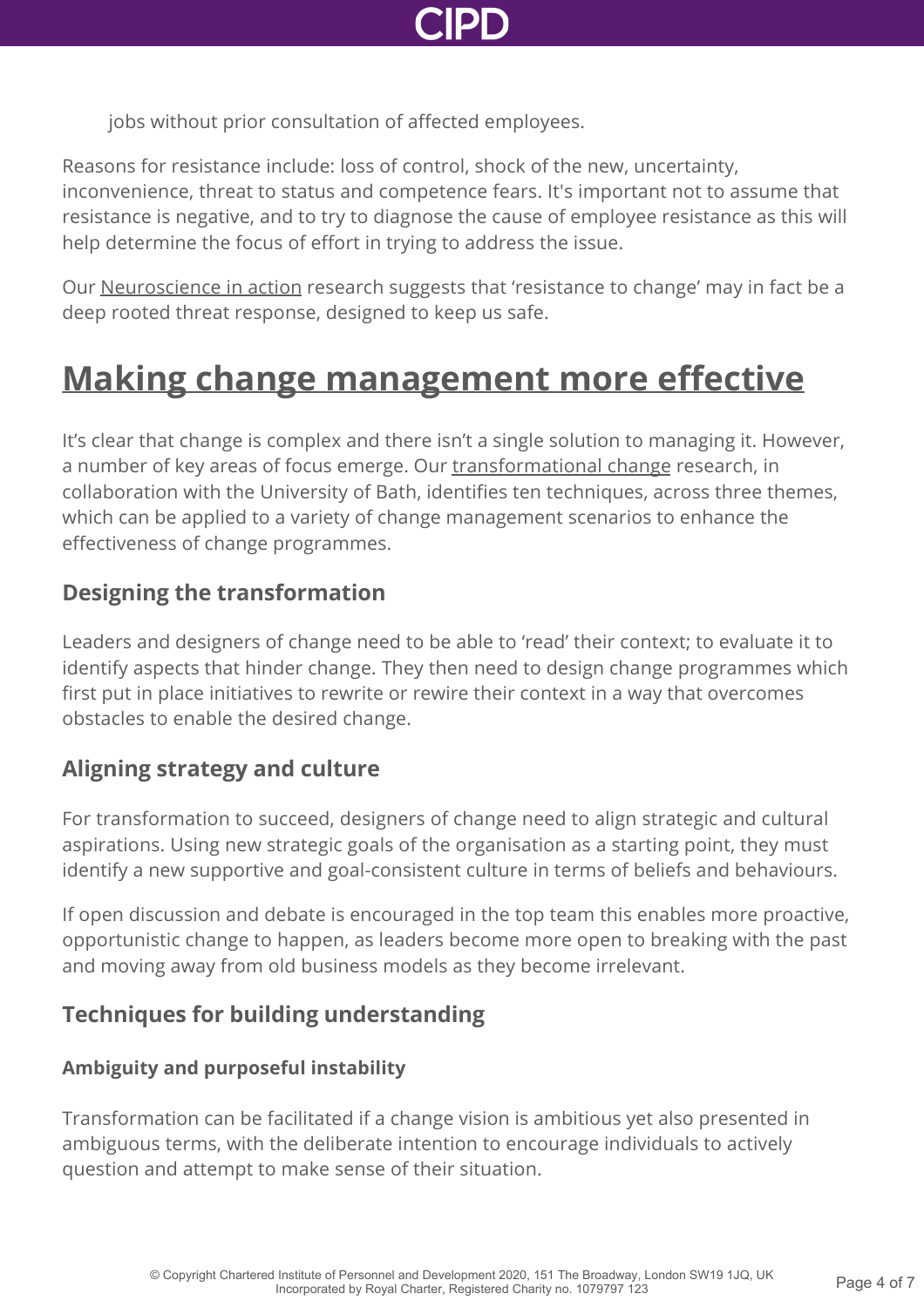jobs without prior consultation of affected employees.

Reasons for resistance include: loss of control, shock of the new, uncertainty, inconvenience, threat to status and competence fears. It's important not to assume that resistance is negative, and to try to diagnose the cause of employee resistance as this will help determine the focus of effort in trying to address the issue.

Our Neuroscience in action research suggests that 'resistance to change' may in fact be a deep rooted threat response, designed to keep us safe.

## Making change management more effective

It's clear that change is complex and there isn't a single solution to managing it. However, a number of key areas of focus emerge. Our transformational change research, in collaboration with the University of Bath, identifies ten techniques, across three themes, which can be applied to a variety of change management scenarios to enhance the effectiveness of change programmes.

### Designing the transformation

Leaders and designers of change need to be able to 'read' their context; to evaluate it to identify aspects that hinder change. They then need to design change programmes which first put in place initiatives to rewrite or rewire their context in a way that overcomes obstacles to enable the desired change.

### Aligning strategy and culture

For transformation to succeed, designers of change need to align strategic and cultural aspirations. Using new strategic goals of the organisation as a starting point, they must identify a new supportive and goal-consistent culture in terms of beliefs and behaviours.

If open discussion and debate is encouraged in the top team this enables more proactive, opportunistic change to happen, as leaders become more open to breaking with the past and moving away from old business models as they become irrelevant.

### Techniques for building understanding

#### Ambiguity and purposeful instability

Transformation can be facilitated if a change vision is ambitious yet also presented in ambiguous terms, with the deliberate intention to encourage individuals to actively question and attempt to make sense of their situation.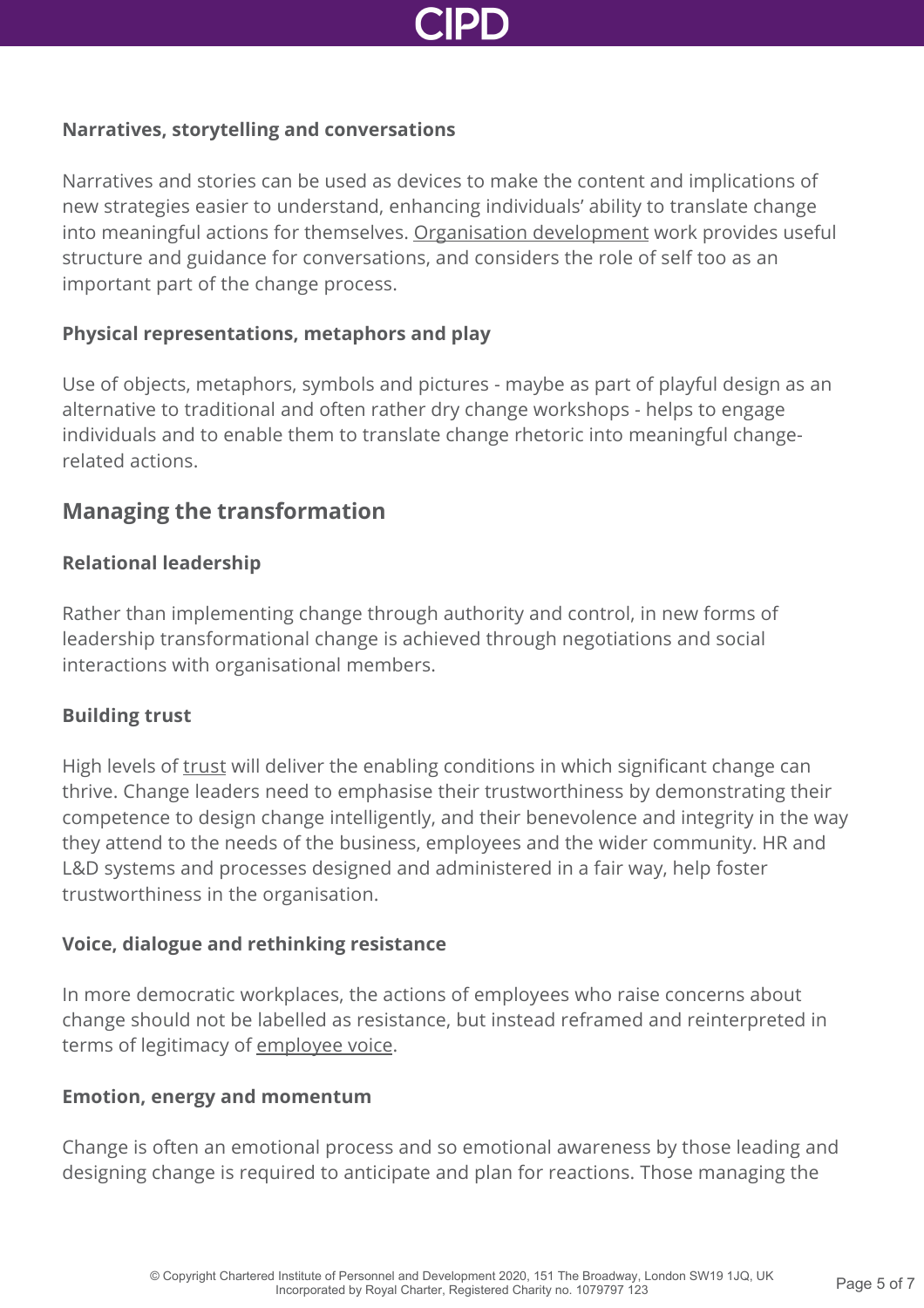**Narratives, storytelling and conversations**

Narratives and stories can be used as devices to make the content and implications of new strategies easier to understand, enhancing individuals' ability to translate change into meaningful actions for themselves. Organisation development work provides useful structure and guidance for conversations, and considers the role of self too as an important part of the change process.

**Physical representations, metaphors and play**

Use of objects, metaphors, symbols and pictures - maybe as part of playful design as an alternative to traditional and often rather dry change workshops - helps to engage individuals and to enable them to translate change rhetoric into meaningful change-related actions.

## Managing the transformation

**Relational leadership**

Rather than implementing change through authority and control, in new forms of leadership transformational change is achieved through negotiations and social interactions with organisational members.

**Building trust**

High levels of trust will deliver the enabling conditions in which significant change can thrive. Change leaders need to emphasise their trustworthiness by demonstrating their competence to design change intelligently, and their benevolence and integrity in the way they attend to the needs of the business, employees and the wider community. HR and L&D systems and processes designed and administered in a fair way, help foster trustworthiness in the organisation.

**Voice, dialogue and rethinking resistance**

In more democratic workplaces, the actions of employees who raise concerns about change should not be labelled as resistance, but instead reframed and reinterpreted in terms of legitimacy of employee voice.

**Emotion, energy and momentum**

Change is often an emotional process and so emotional awareness by those leading and designing change is required to anticipate and plan for reactions. Those managing the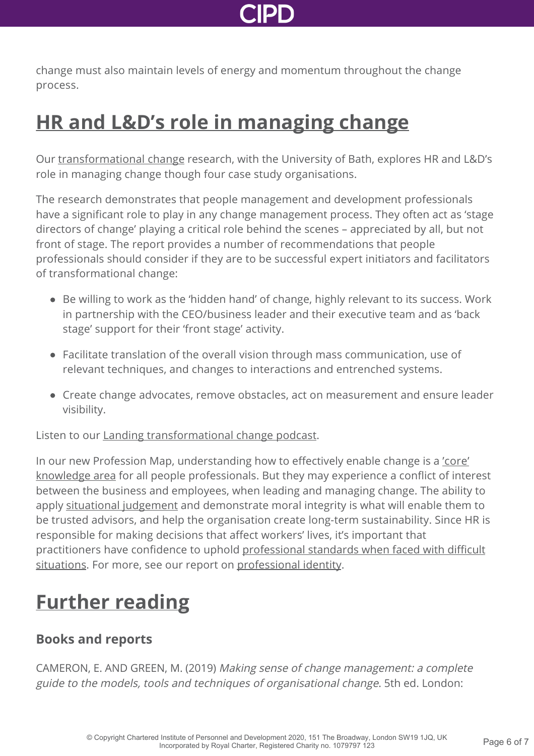change must also maintain levels of energy and momentum throughout the change process.

## HR and L&D's role in managing change

Our transformational change research, with the University of Bath, explores HR and L&D's role in managing change though four case study organisations.

The research demonstrates that people management and development professionals have a significant role to play in any change management process. They often act as 'stage directors of change' playing a critical role behind the scenes – appreciated by all, but not front of stage. The report provides a number of recommendations that people professionals should consider if they are to be successful expert initiators and facilitators of transformational change:

- Be willing to work as the 'hidden hand' of change, highly relevant to its success. Work in partnership with the CEO/business leader and their executive team and as 'back stage' support for their 'front stage' activity.
- Facilitate translation of the overall vision through mass communication, use of relevant techniques, and changes to interactions and entrenched systems.
- Create change advocates, remove obstacles, act on measurement and ensure leader visibility.

Listen to our Landing transformational change podcast.

In our new Profession Map, understanding how to effectively enable change is a 'core' knowledge area for all people professionals. But they may experience a conflict of interest between the business and employees, when leading and managing change. The ability to apply situational judgement and demonstrate moral integrity is what will enable them to be trusted advisors, and help the organisation create long-term sustainability. Since HR is responsible for making decisions that affect workers' lives, it's important that practitioners have confidence to uphold professional standards when faced with difficult situations. For more, see our report on professional identity.

## Further reading

### Books and reports

CAMERON, E. AND GREEN, M. (2019) *Making sense of change management: a complete guide to the models, tools and techniques of organisational change*. 5th ed. London: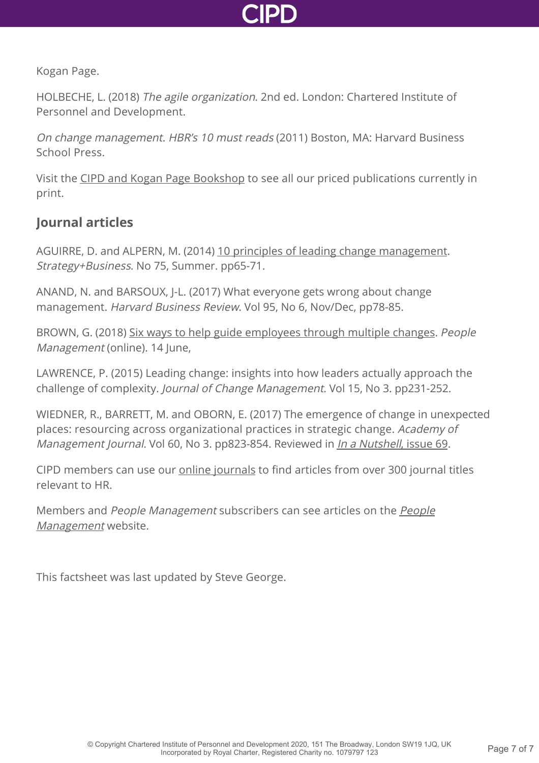Kogan Page.

HOLBECHE, L. (2018) *The agile organization*. 2nd ed. London: Chartered Institute of Personnel and Development.

*On change management. HBR's 10 must reads* (2011) Boston, MA: Harvard Business School Press.

Visit the CIPD and Kogan Page Bookshop to see all our priced publications currently in print.

## Journal articles

AGUIRRE, D. and ALPERN, M. (2014) 10 principles of leading change management. *Strategy+Business*. No 75, Summer. pp65-71.

ANAND, N. and BARSOUX, J-L. (2017) What everyone gets wrong about change management. *Harvard Business Review*. Vol 95, No 6, Nov/Dec, pp78-85.

BROWN, G. (2018) Six ways to help guide employees through multiple changes. *People Management* (online). 14 June,

LAWRENCE, P. (2015) Leading change: insights into how leaders actually approach the challenge of complexity. *Journal of Change Management*. Vol 15, No 3. pp231-252.

WIEDNER, R., BARRETT, M. and OBORN, E. (2017) The emergence of change in unexpected places: resourcing across organizational practices in strategic change. *Academy of Management Journal*. Vol 60, No 3. pp823-854. Reviewed in *In a Nutshell*, issue 69.

CIPD members can use our online journals to find articles from over 300 journal titles relevant to HR.

Members and *People Management* subscribers can see articles on the *People Management* website.

This factsheet was last updated by Steve George.